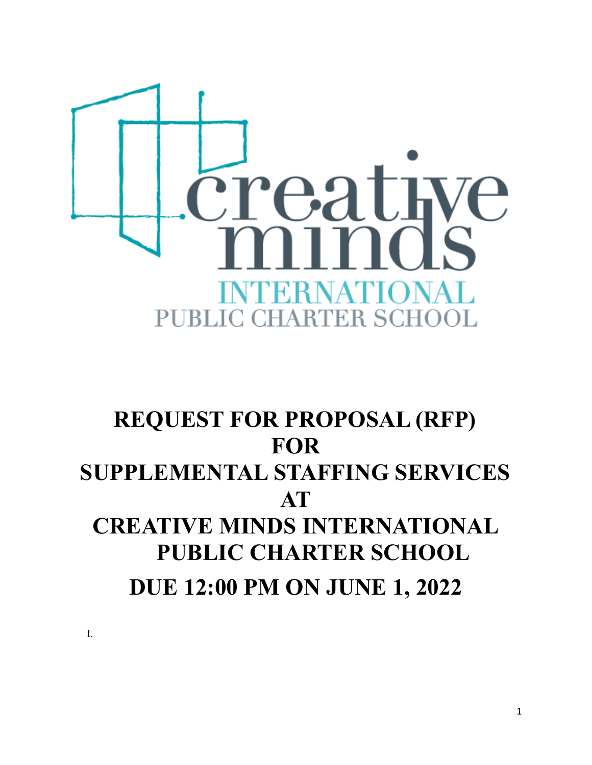creative minds

INTERNATIONAL

PUBLIC CHARTER SCHOOL

# REQUEST FOR PROPOSAL (RFP) FOR SUPPLEMENTAL STAFFING SERVICES AT CREATIVE MINDS INTERNATIONAL PUBLIC CHARTER SCHOOL

## DUE 12:00 PM ON JUNE 1, 2022

I.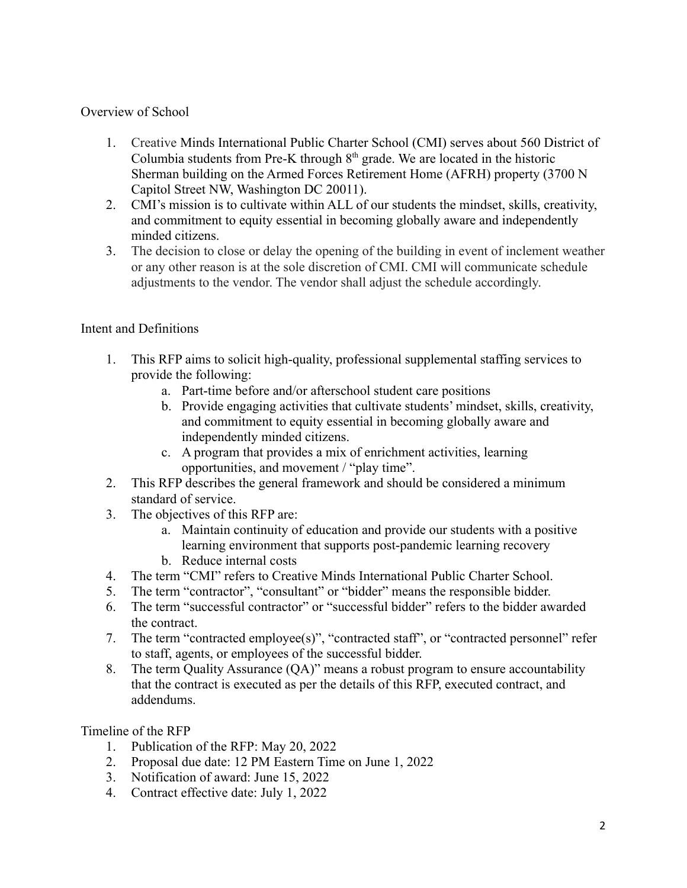## Overview of School

1. Creative Minds International Public Charter School (CMI) serves about 560 District of Columbia students from Pre-K through 8th grade. We are located in the historic Sherman building on the Armed Forces Retirement Home (AFRH) property (3700 N Capitol Street NW, Washington DC 20011).
2. CMI's mission is to cultivate within ALL of our students the mindset, skills, creativity, and commitment to equity essential in becoming globally aware and independently minded citizens.
3. The decision to close or delay the opening of the building in event of inclement weather or any other reason is at the sole discretion of CMI. CMI will communicate schedule adjustments to the vendor. The vendor shall adjust the schedule accordingly.

## Intent and Definitions

1. This RFP aims to solicit high-quality, professional supplemental staffing services to provide the following:
    a. Part-time before and/or afterschool student care positions
    b. Provide engaging activities that cultivate students' mindset, skills, creativity, and commitment to equity essential in becoming globally aware and independently minded citizens.
    c. A program that provides a mix of enrichment activities, learning opportunities, and movement / "play time".
2. This RFP describes the general framework and should be considered a minimum standard of service.
3. The objectives of this RFP are:
    a. Maintain continuity of education and provide our students with a positive learning environment that supports post-pandemic learning recovery
    b. Reduce internal costs
4. The term "CMI" refers to Creative Minds International Public Charter School.
5. The term "contractor", "consultant" or "bidder" means the responsible bidder.
6. The term "successful contractor" or "successful bidder" refers to the bidder awarded the contract.
7. The term "contracted employee(s)", "contracted staff", or "contracted personnel" refer to staff, agents, or employees of the successful bidder.
8. The term Quality Assurance (QA)" means a robust program to ensure accountability that the contract is executed as per the details of this RFP, executed contract, and addendums.

## Timeline of the RFP

1. Publication of the RFP: May 20, 2022
2. Proposal due date: 12 PM Eastern Time on June 1, 2022
3. Notification of award: June 15, 2022
4. Contract effective date: July 1, 2022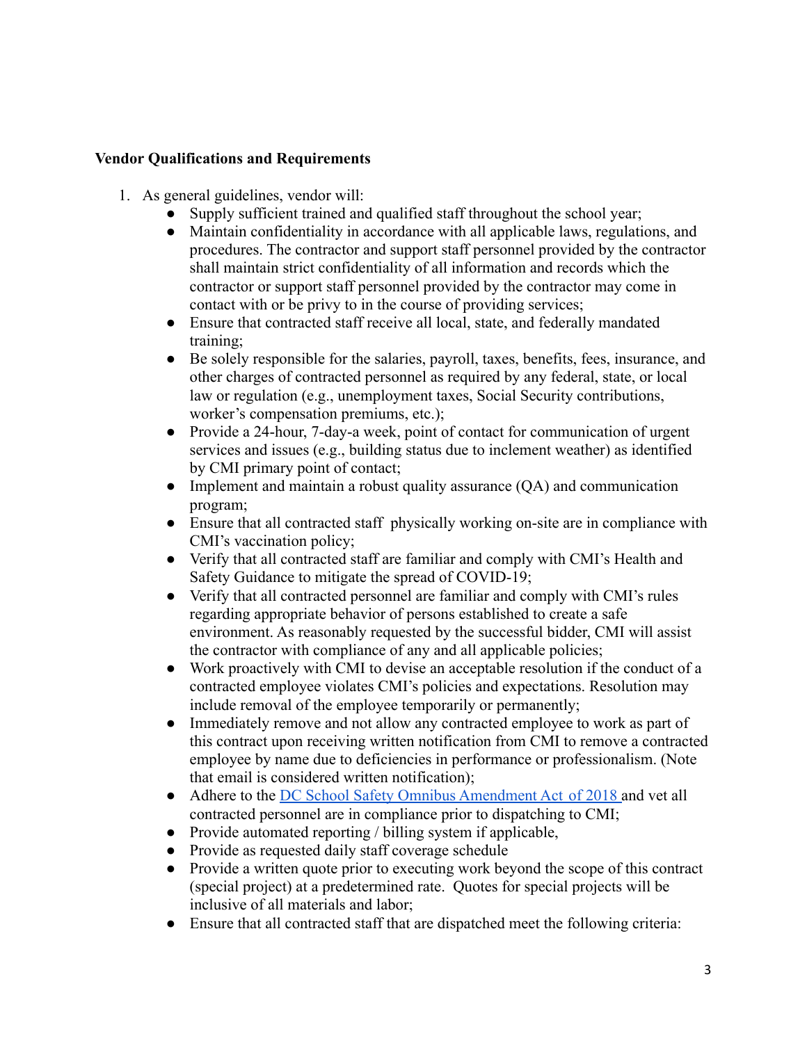**Vendor Qualifications and Requirements**

1. As general guidelines, vendor will:
    - Supply sufficient trained and qualified staff throughout the school year;
    - Maintain confidentiality in accordance with all applicable laws, regulations, and procedures. The contractor and support staff personnel provided by the contractor shall maintain strict confidentiality of all information and records which the contractor or support staff personnel provided by the contractor may come in contact with or be privy to in the course of providing services;
    - Ensure that contracted staff receive all local, state, and federally mandated training;
    - Be solely responsible for the salaries, payroll, taxes, benefits, fees, insurance, and other charges of contracted personnel as required by any federal, state, or local law or regulation (e.g., unemployment taxes, Social Security contributions, worker's compensation premiums, etc.);
    - Provide a 24-hour, 7-day-a week, point of contact for communication of urgent services and issues (e.g., building status due to inclement weather) as identified by CMI primary point of contact;
    - Implement and maintain a robust quality assurance (QA) and communication program;
    - Ensure that all contracted staff physically working on-site are in compliance with CMI's vaccination policy;
    - Verify that all contracted staff are familiar and comply with CMI's Health and Safety Guidance to mitigate the spread of COVID-19;
    - Verify that all contracted personnel are familiar and comply with CMI's rules regarding appropriate behavior of persons established to create a safe environment. As reasonably requested by the successful bidder, CMI will assist the contractor with compliance of any and all applicable policies;
    - Work proactively with CMI to devise an acceptable resolution if the conduct of a contracted employee violates CMI's policies and expectations. Resolution may include removal of the employee temporarily or permanently;
    - Immediately remove and not allow any contracted employee to work as part of this contract upon receiving written notification from CMI to remove a contracted employee by name due to deficiencies in performance or professionalism. (Note that email is considered written notification);
    - Adhere to the DC School Safety Omnibus Amendment Act of 2018 and vet all contracted personnel are in compliance prior to dispatching to CMI;
    - Provide automated reporting / billing system if applicable,
    - Provide as requested daily staff coverage schedule
    - Provide a written quote prior to executing work beyond the scope of this contract (special project) at a predetermined rate. Quotes for special projects will be inclusive of all materials and labor;
    - Ensure that all contracted staff that are dispatched meet the following criteria: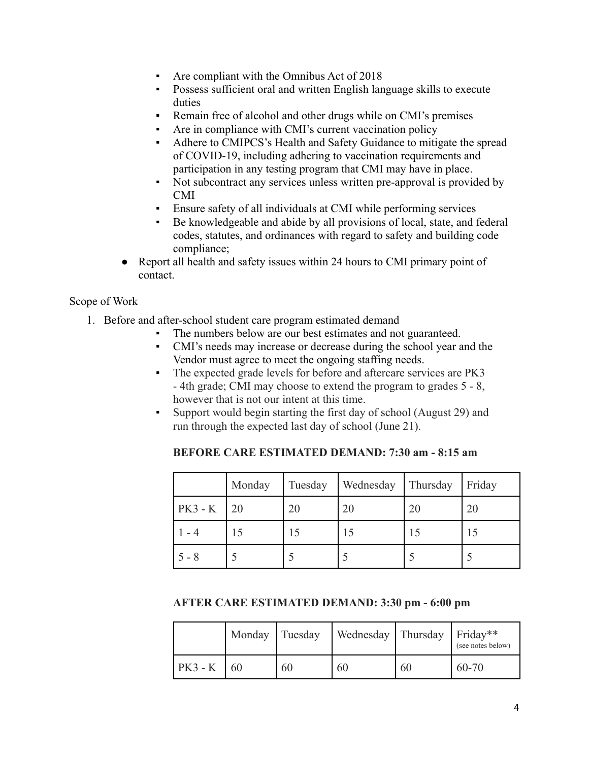- Are compliant with the Omnibus Act of 2018
  - Possess sufficient oral and written English language skills to execute duties
  - Remain free of alcohol and other drugs while on CMI's premises
  - Are in compliance with CMI's current vaccination policy
  - Adhere to CMIPCS's Health and Safety Guidance to mitigate the spread of COVID-19, including adhering to vaccination requirements and participation in any testing program that CMI may have in place.
  - Not subcontract any services unless written pre-approval is provided by CMI
  - Ensure safety of all individuals at CMI while performing services
  - Be knowledgeable and abide by all provisions of local, state, and federal codes, statutes, and ordinances with regard to safety and building code compliance;
- Report all health and safety issues within 24 hours to CMI primary point of contact.

Scope of Work

1. Before and after-school student care program estimated demand
    - The numbers below are our best estimates and not guaranteed.
    - CMI's needs may increase or decrease during the school year and the Vendor must agree to meet the ongoing staffing needs.
    - The expected grade levels for before and aftercare services are PK3 - 4th grade; CMI may choose to extend the program to grades 5 - 8, however that is not our intent at this time.
    - Support would begin starting the first day of school (August 29) and run through the expected last day of school (June 21).

**BEFORE CARE ESTIMATED DEMAND: 7:30 am - 8:15 am**

| | Monday | Tuesday | Wednesday | Thursday | Friday |
|---|---|---|---|---|---|
| PK3 - K | 20 | 20 | 20 | 20 | 20 |
| 1 - 4 | 15 | 15 | 15 | 15 | 15 |
| 5 - 8 | 5 | 5 | 5 | 5 | 5 |

**AFTER CARE ESTIMATED DEMAND: 3:30 pm - 6:00 pm**

| | Monday | Tuesday | Wednesday | Thursday | Friday** (see notes below) |
|---|---|---|---|---|---|
| PK3 - K | 60 | 60 | 60 | 60 | 60-70 |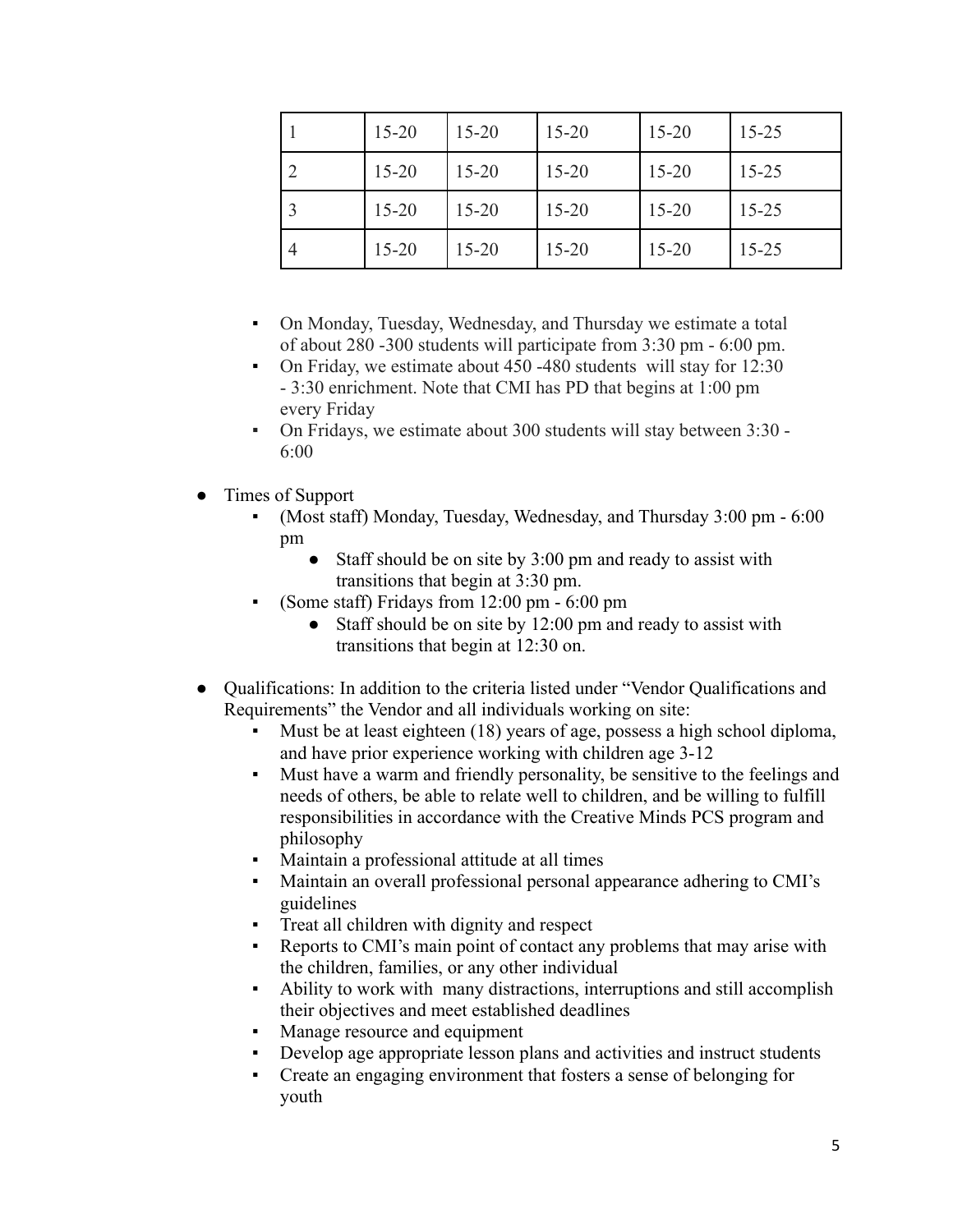| 1 | 15-20 | 15-20 | 15-20 | 15-20 | 15-25 |
|---|---|---|---|---|---|
| 2 | 15-20 | 15-20 | 15-20 | 15-20 | 15-25 |
| 3 | 15-20 | 15-20 | 15-20 | 15-20 | 15-25 |
| 4 | 15-20 | 15-20 | 15-20 | 15-20 | 15-25 |

- On Monday, Tuesday, Wednesday, and Thursday we estimate a total of about 280 -300 students will participate from 3:30 pm - 6:00 pm.
- On Friday, we estimate about 450 -480 students will stay for 12:30 - 3:30 enrichment. Note that CMI has PD that begins at 1:00 pm every Friday
- On Fridays, we estimate about 300 students will stay between 3:30 - 6:00

- Times of Support
  - (Most staff) Monday, Tuesday, Wednesday, and Thursday 3:00 pm - 6:00 pm
    - Staff should be on site by 3:00 pm and ready to assist with transitions that begin at 3:30 pm.
  - (Some staff) Fridays from 12:00 pm - 6:00 pm
    - Staff should be on site by 12:00 pm and ready to assist with transitions that begin at 12:30 on.

- Qualifications: In addition to the criteria listed under "Vendor Qualifications and Requirements" the Vendor and all individuals working on site:
  - Must be at least eighteen (18) years of age, possess a high school diploma, and have prior experience working with children age 3-12
  - Must have a warm and friendly personality, be sensitive to the feelings and needs of others, be able to relate well to children, and be willing to fulfill responsibilities in accordance with the Creative Minds PCS program and philosophy
  - Maintain a professional attitude at all times
  - Maintain an overall professional personal appearance adhering to CMI's guidelines
  - Treat all children with dignity and respect
  - Reports to CMI's main point of contact any problems that may arise with the children, families, or any other individual
  - Ability to work with many distractions, interruptions and still accomplish their objectives and meet established deadlines
  - Manage resource and equipment
  - Develop age appropriate lesson plans and activities and instruct students
  - Create an engaging environment that fosters a sense of belonging for youth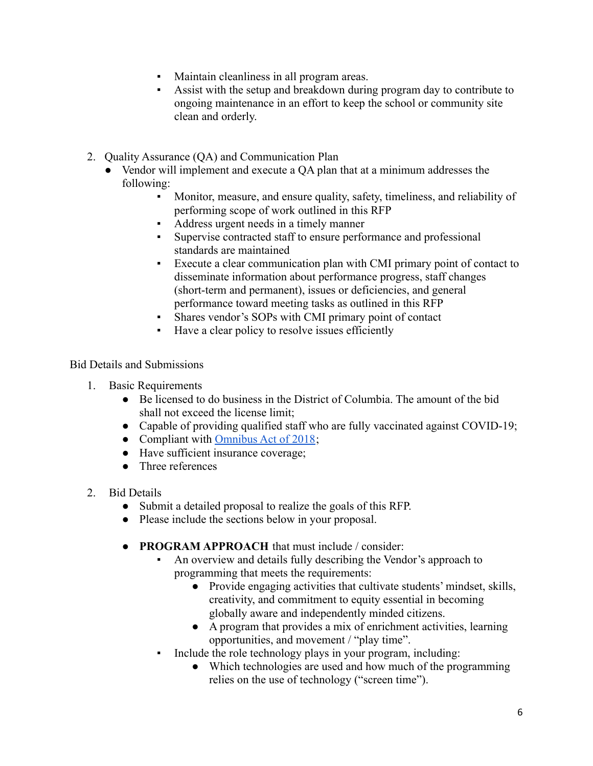- Maintain cleanliness in all program areas.
- Assist with the setup and breakdown during program day to contribute to ongoing maintenance in an effort to keep the school or community site clean and orderly.

2. Quality Assurance (QA) and Communication Plan
   - Vendor will implement and execute a QA plan that at a minimum addresses the following:
     - Monitor, measure, and ensure quality, safety, timeliness, and reliability of performing scope of work outlined in this RFP
     - Address urgent needs in a timely manner
     - Supervise contracted staff to ensure performance and professional standards are maintained
     - Execute a clear communication plan with CMI primary point of contact to disseminate information about performance progress, staff changes (short-term and permanent), issues or deficiencies, and general performance toward meeting tasks as outlined in this RFP
     - Shares vendor's SOPs with CMI primary point of contact
     - Have a clear policy to resolve issues efficiently

Bid Details and Submissions

1. Basic Requirements
   - Be licensed to do business in the District of Columbia. The amount of the bid shall not exceed the license limit;
   - Capable of providing qualified staff who are fully vaccinated against COVID-19;
   - Compliant with Omnibus Act of 2018;
   - Have sufficient insurance coverage;
   - Three references

2. Bid Details
   - Submit a detailed proposal to realize the goals of this RFP.
   - Please include the sections below in your proposal.

   - **PROGRAM APPROACH** that must include / consider:
     - An overview and details fully describing the Vendor's approach to programming that meets the requirements:
       - Provide engaging activities that cultivate students' mindset, skills, creativity, and commitment to equity essential in becoming globally aware and independently minded citizens.
       - A program that provides a mix of enrichment activities, learning opportunities, and movement / "play time".
     - Include the role technology plays in your program, including:
       - Which technologies are used and how much of the programming relies on the use of technology ("screen time").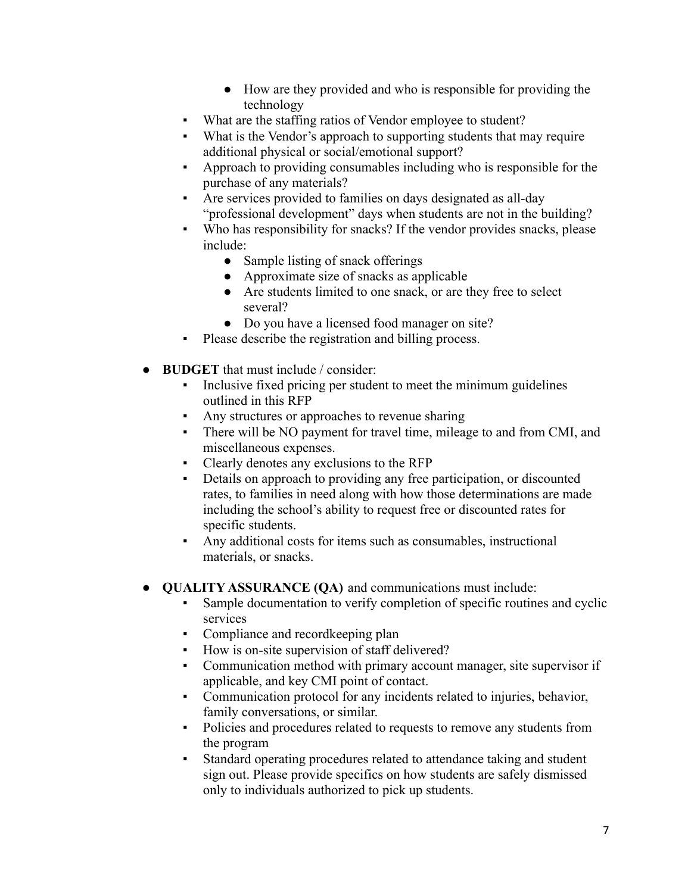- How are they provided and who is responsible for providing the technology
    - What are the staffing ratios of Vendor employee to student?
    - What is the Vendor's approach to supporting students that may require additional physical or social/emotional support?
    - Approach to providing consumables including who is responsible for the purchase of any materials?
    - Are services provided to families on days designated as all-day "professional development" days when students are not in the building?
    - Who has responsibility for snacks? If the vendor provides snacks, please include:
        - Sample listing of snack offerings
        - Approximate size of snacks as applicable
        - Are students limited to one snack, or are they free to select several?
        - Do you have a licensed food manager on site?
    - Please describe the registration and billing process.

- **BUDGET** that must include / consider:
    - Inclusive fixed pricing per student to meet the minimum guidelines outlined in this RFP
    - Any structures or approaches to revenue sharing
    - There will be NO payment for travel time, mileage to and from CMI, and miscellaneous expenses.
    - Clearly denotes any exclusions to the RFP
    - Details on approach to providing any free participation, or discounted rates, to families in need along with how those determinations are made including the school's ability to request free or discounted rates for specific students.
    - Any additional costs for items such as consumables, instructional materials, or snacks.

- **QUALITY ASSURANCE (QA)** and communications must include:
    - Sample documentation to verify completion of specific routines and cyclic services
    - Compliance and recordkeeping plan
    - How is on-site supervision of staff delivered?
    - Communication method with primary account manager, site supervisor if applicable, and key CMI point of contact.
    - Communication protocol for any incidents related to injuries, behavior, family conversations, or similar.
    - Policies and procedures related to requests to remove any students from the program
    - Standard operating procedures related to attendance taking and student sign out. Please provide specifics on how students are safely dismissed only to individuals authorized to pick up students.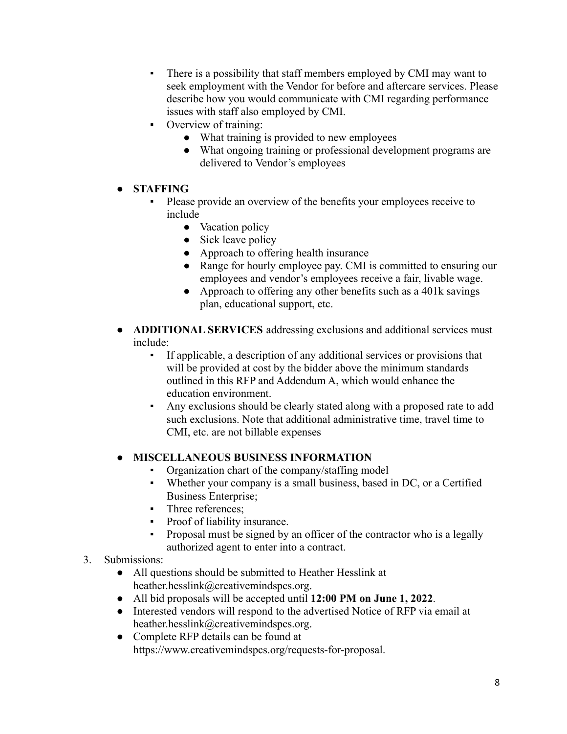- There is a possibility that staff members employed by CMI may want to seek employment with the Vendor for before and aftercare services. Please describe how you would communicate with CMI regarding performance issues with staff also employed by CMI.
- Overview of training:
  - What training is provided to new employees
  - What ongoing training or professional development programs are delivered to Vendor's employees

- **STAFFING**
  - Please provide an overview of the benefits your employees receive to include
    - Vacation policy
    - Sick leave policy
    - Approach to offering health insurance
    - Range for hourly employee pay. CMI is committed to ensuring our employees and vendor's employees receive a fair, livable wage.
    - Approach to offering any other benefits such as a 401k savings plan, educational support, etc.

- **ADDITIONAL SERVICES** addressing exclusions and additional services must include:
  - If applicable, a description of any additional services or provisions that will be provided at cost by the bidder above the minimum standards outlined in this RFP and Addendum A, which would enhance the education environment.
  - Any exclusions should be clearly stated along with a proposed rate to add such exclusions. Note that additional administrative time, travel time to CMI, etc. are not billable expenses

- **MISCELLANEOUS BUSINESS INFORMATION**
  - Organization chart of the company/staffing model
  - Whether your company is a small business, based in DC, or a Certified Business Enterprise;
  - Three references;
  - Proof of liability insurance.
  - Proposal must be signed by an officer of the contractor who is a legally authorized agent to enter into a contract.

3. Submissions:
   - All questions should be submitted to Heather Hesslink at heather.hesslink@creativemindspcs.org.
   - All bid proposals will be accepted until **12:00 PM on June 1, 2022**.
   - Interested vendors will respond to the advertised Notice of RFP via email at heather.hesslink@creativemindspcs.org.
   - Complete RFP details can be found at https://www.creativemindspcs.org/requests-for-proposal.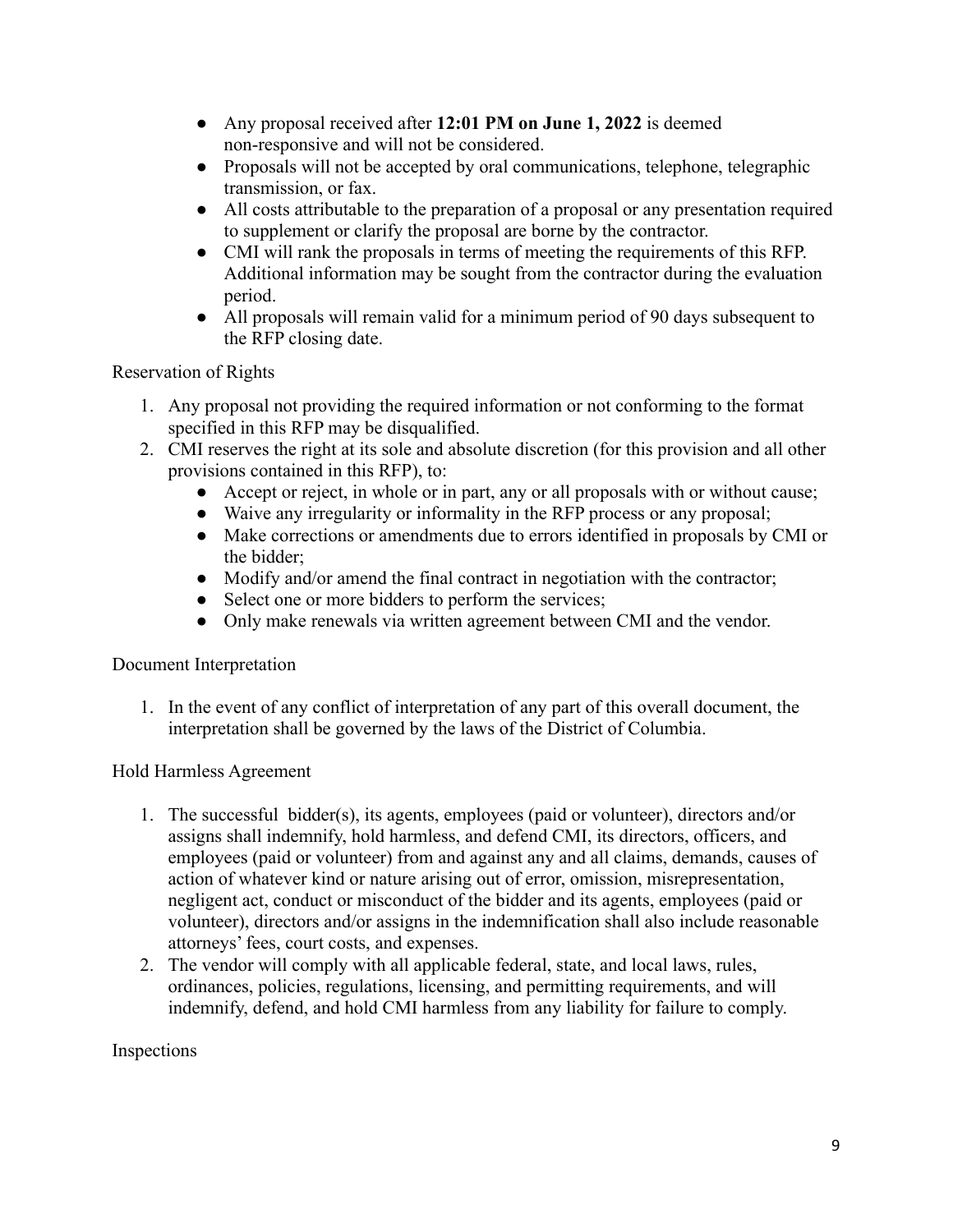- Any proposal received after **12:01 PM on June 1, 2022** is deemed non-responsive and will not be considered.
- Proposals will not be accepted by oral communications, telephone, telegraphic transmission, or fax.
- All costs attributable to the preparation of a proposal or any presentation required to supplement or clarify the proposal are borne by the contractor.
- CMI will rank the proposals in terms of meeting the requirements of this RFP. Additional information may be sought from the contractor during the evaluation period.
- All proposals will remain valid for a minimum period of 90 days subsequent to the RFP closing date.

Reservation of Rights

1. Any proposal not providing the required information or not conforming to the format specified in this RFP may be disqualified.
2. CMI reserves the right at its sole and absolute discretion (for this provision and all other provisions contained in this RFP), to:
   - Accept or reject, in whole or in part, any or all proposals with or without cause;
   - Waive any irregularity or informality in the RFP process or any proposal;
   - Make corrections or amendments due to errors identified in proposals by CMI or the bidder;
   - Modify and/or amend the final contract in negotiation with the contractor;
   - Select one or more bidders to perform the services;
   - Only make renewals via written agreement between CMI and the vendor.

Document Interpretation

1. In the event of any conflict of interpretation of any part of this overall document, the interpretation shall be governed by the laws of the District of Columbia.

Hold Harmless Agreement

1. The successful bidder(s), its agents, employees (paid or volunteer), directors and/or assigns shall indemnify, hold harmless, and defend CMI, its directors, officers, and employees (paid or volunteer) from and against any and all claims, demands, causes of action of whatever kind or nature arising out of error, omission, misrepresentation, negligent act, conduct or misconduct of the bidder and its agents, employees (paid or volunteer), directors and/or assigns in the indemnification shall also include reasonable attorneys' fees, court costs, and expenses.
2. The vendor will comply with all applicable federal, state, and local laws, rules, ordinances, policies, regulations, licensing, and permitting requirements, and will indemnify, defend, and hold CMI harmless from any liability for failure to comply.

Inspections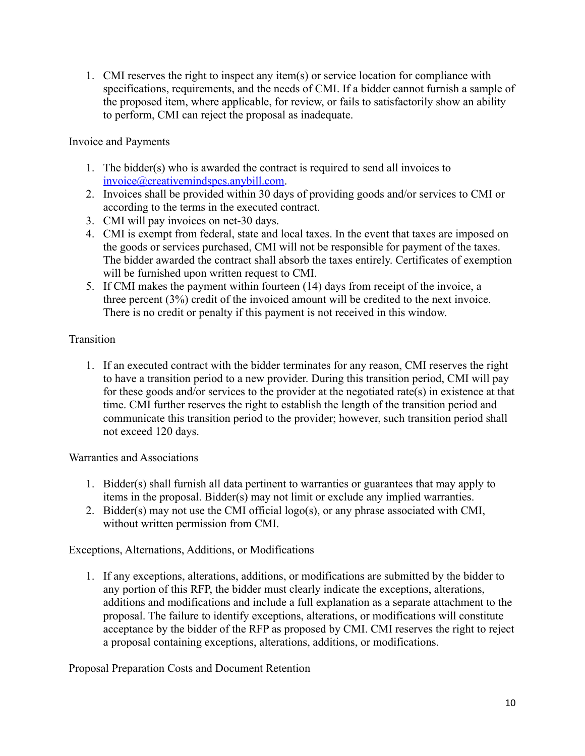1. CMI reserves the right to inspect any item(s) or service location for compliance with specifications, requirements, and the needs of CMI. If a bidder cannot furnish a sample of the proposed item, where applicable, for review, or fails to satisfactorily show an ability to perform, CMI can reject the proposal as inadequate.

Invoice and Payments

1. The bidder(s) who is awarded the contract is required to send all invoices to invoice@creativemindspcs.anybill.com.
2. Invoices shall be provided within 30 days of providing goods and/or services to CMI or according to the terms in the executed contract.
3. CMI will pay invoices on net-30 days.
4. CMI is exempt from federal, state and local taxes. In the event that taxes are imposed on the goods or services purchased, CMI will not be responsible for payment of the taxes. The bidder awarded the contract shall absorb the taxes entirely. Certificates of exemption will be furnished upon written request to CMI.
5. If CMI makes the payment within fourteen (14) days from receipt of the invoice, a three percent (3%) credit of the invoiced amount will be credited to the next invoice. There is no credit or penalty if this payment is not received in this window.

Transition

1. If an executed contract with the bidder terminates for any reason, CMI reserves the right to have a transition period to a new provider. During this transition period, CMI will pay for these goods and/or services to the provider at the negotiated rate(s) in existence at that time. CMI further reserves the right to establish the length of the transition period and communicate this transition period to the provider; however, such transition period shall not exceed 120 days.

Warranties and Associations

1. Bidder(s) shall furnish all data pertinent to warranties or guarantees that may apply to items in the proposal. Bidder(s) may not limit or exclude any implied warranties.
2. Bidder(s) may not use the CMI official logo(s), or any phrase associated with CMI, without written permission from CMI.

Exceptions, Alternations, Additions, or Modifications

1. If any exceptions, alterations, additions, or modifications are submitted by the bidder to any portion of this RFP, the bidder must clearly indicate the exceptions, alterations, additions and modifications and include a full explanation as a separate attachment to the proposal. The failure to identify exceptions, alterations, or modifications will constitute acceptance by the bidder of the RFP as proposed by CMI. CMI reserves the right to reject a proposal containing exceptions, alterations, additions, or modifications.

Proposal Preparation Costs and Document Retention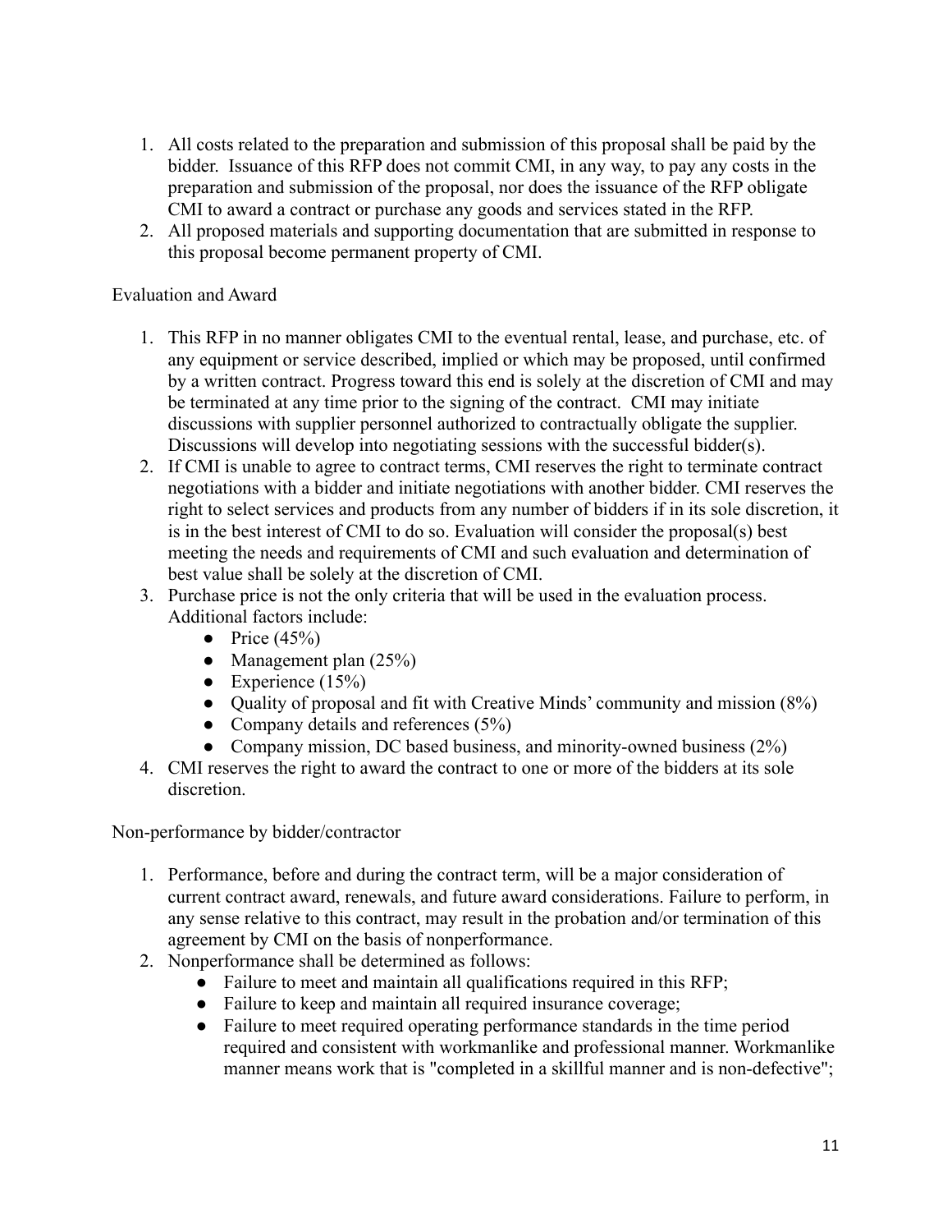1. All costs related to the preparation and submission of this proposal shall be paid by the bidder. Issuance of this RFP does not commit CMI, in any way, to pay any costs in the preparation and submission of the proposal, nor does the issuance of the RFP obligate CMI to award a contract or purchase any goods and services stated in the RFP.
2. All proposed materials and supporting documentation that are submitted in response to this proposal become permanent property of CMI.

Evaluation and Award

1. This RFP in no manner obligates CMI to the eventual rental, lease, and purchase, etc. of any equipment or service described, implied or which may be proposed, until confirmed by a written contract. Progress toward this end is solely at the discretion of CMI and may be terminated at any time prior to the signing of the contract. CMI may initiate discussions with supplier personnel authorized to contractually obligate the supplier. Discussions will develop into negotiating sessions with the successful bidder(s).
2. If CMI is unable to agree to contract terms, CMI reserves the right to terminate contract negotiations with a bidder and initiate negotiations with another bidder. CMI reserves the right to select services and products from any number of bidders if in its sole discretion, it is in the best interest of CMI to do so. Evaluation will consider the proposal(s) best meeting the needs and requirements of CMI and such evaluation and determination of best value shall be solely at the discretion of CMI.
3. Purchase price is not the only criteria that will be used in the evaluation process. Additional factors include:
   - Price (45%)
   - Management plan (25%)
   - Experience (15%)
   - Quality of proposal and fit with Creative Minds' community and mission (8%)
   - Company details and references (5%)
   - Company mission, DC based business, and minority-owned business (2%)
4. CMI reserves the right to award the contract to one or more of the bidders at its sole discretion.

Non-performance by bidder/contractor

1. Performance, before and during the contract term, will be a major consideration of current contract award, renewals, and future award considerations. Failure to perform, in any sense relative to this contract, may result in the probation and/or termination of this agreement by CMI on the basis of nonperformance.
2. Nonperformance shall be determined as follows:
   - Failure to meet and maintain all qualifications required in this RFP;
   - Failure to keep and maintain all required insurance coverage;
   - Failure to meet required operating performance standards in the time period required and consistent with workmanlike and professional manner. Workmanlike manner means work that is "completed in a skillful manner and is non-defective";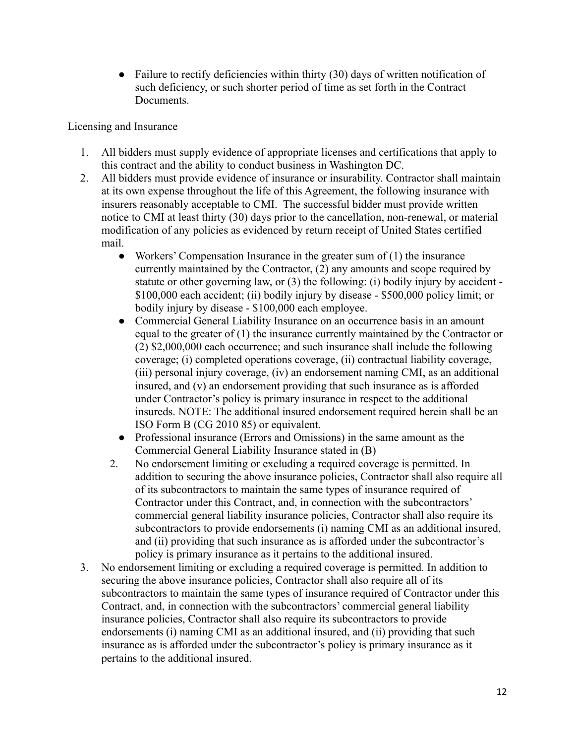- Failure to rectify deficiencies within thirty (30) days of written notification of such deficiency, or such shorter period of time as set forth in the Contract Documents.

Licensing and Insurance

1. All bidders must supply evidence of appropriate licenses and certifications that apply to this contract and the ability to conduct business in Washington DC.
2. All bidders must provide evidence of insurance or insurability. Contractor shall maintain at its own expense throughout the life of this Agreement, the following insurance with insurers reasonably acceptable to CMI. The successful bidder must provide written notice to CMI at least thirty (30) days prior to the cancellation, non-renewal, or material modification of any policies as evidenced by return receipt of United States certified mail.
   - Workers' Compensation Insurance in the greater sum of (1) the insurance currently maintained by the Contractor, (2) any amounts and scope required by statute or other governing law, or (3) the following: (i) bodily injury by accident - \$100,000 each accident; (ii) bodily injury by disease - \$500,000 policy limit; or bodily injury by disease - \$100,000 each employee.
   - Commercial General Liability Insurance on an occurrence basis in an amount equal to the greater of (1) the insurance currently maintained by the Contractor or (2) \$2,000,000 each occurrence; and such insurance shall include the following coverage; (i) completed operations coverage, (ii) contractual liability coverage, (iii) personal injury coverage, (iv) an endorsement naming CMI, as an additional insured, and (v) an endorsement providing that such insurance as is afforded under Contractor's policy is primary insurance in respect to the additional insureds. NOTE: The additional insured endorsement required herein shall be an ISO Form B (CG 2010 85) or equivalent.
   - Professional insurance (Errors and Omissions) in the same amount as the Commercial General Liability Insurance stated in (B)

   2. No endorsement limiting or excluding a required coverage is permitted. In addition to securing the above insurance policies, Contractor shall also require all of its subcontractors to maintain the same types of insurance required of Contractor under this Contract, and, in connection with the subcontractors' commercial general liability insurance policies, Contractor shall also require its subcontractors to provide endorsements (i) naming CMI as an additional insured, and (ii) providing that such insurance as is afforded under the subcontractor's policy is primary insurance as it pertains to the additional insured.
3. No endorsement limiting or excluding a required coverage is permitted. In addition to securing the above insurance policies, Contractor shall also require all of its subcontractors to maintain the same types of insurance required of Contractor under this Contract, and, in connection with the subcontractors' commercial general liability insurance policies, Contractor shall also require its subcontractors to provide endorsements (i) naming CMI as an additional insured, and (ii) providing that such insurance as is afforded under the subcontractor's policy is primary insurance as it pertains to the additional insured.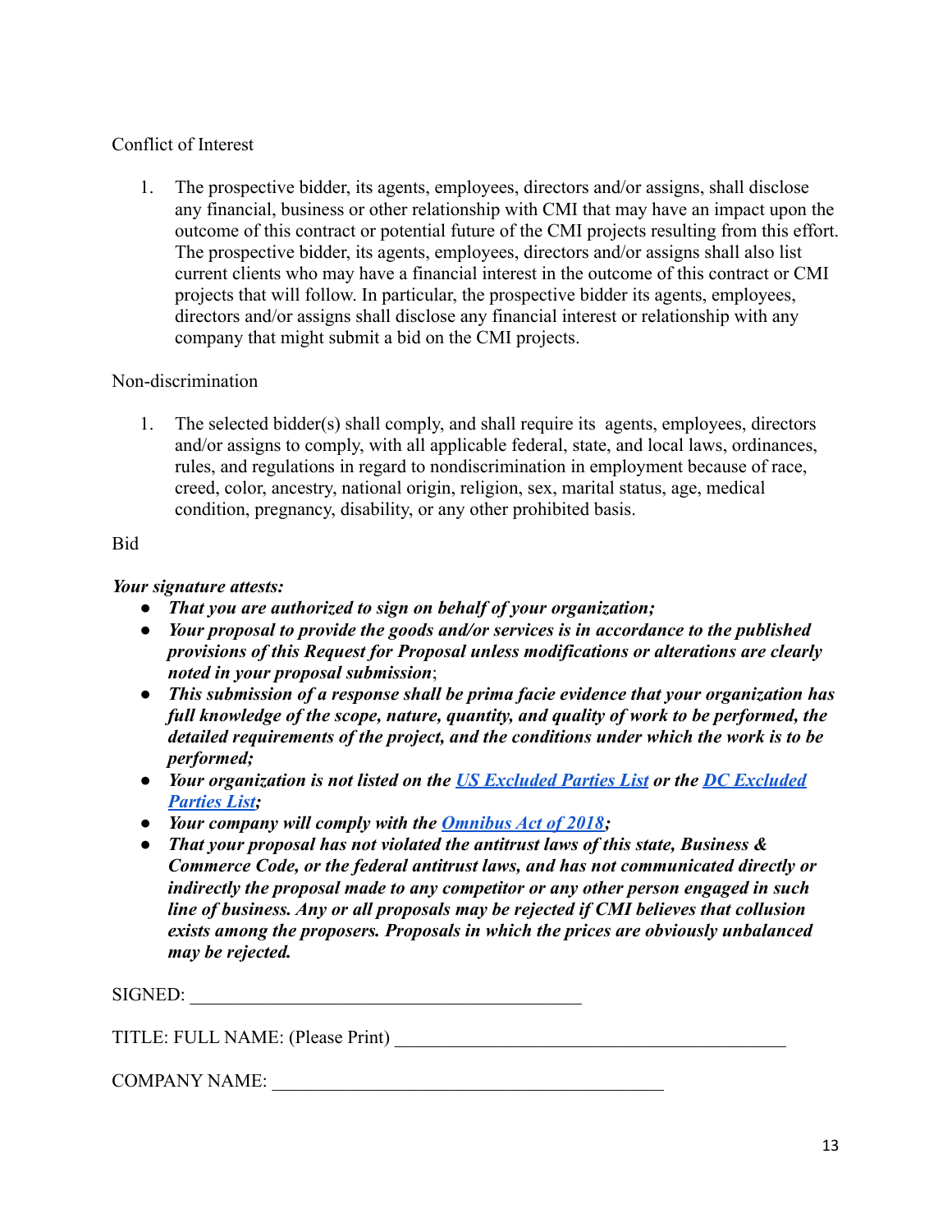Conflict of Interest

1. The prospective bidder, its agents, employees, directors and/or assigns, shall disclose any financial, business or other relationship with CMI that may have an impact upon the outcome of this contract or potential future of the CMI projects resulting from this effort. The prospective bidder, its agents, employees, directors and/or assigns shall also list current clients who may have a financial interest in the outcome of this contract or CMI projects that will follow. In particular, the prospective bidder its agents, employees, directors and/or assigns shall disclose any financial interest or relationship with any company that might submit a bid on the CMI projects.

Non-discrimination

1. The selected bidder(s) shall comply, and shall require its agents, employees, directors and/or assigns to comply, with all applicable federal, state, and local laws, ordinances, rules, and regulations in regard to nondiscrimination in employment because of race, creed, color, ancestry, national origin, religion, sex, marital status, age, medical condition, pregnancy, disability, or any other prohibited basis.

Bid

***Your signature attests:***

- ***That you are authorized to sign on behalf of your organization;***
- ***Your proposal to provide the goods and/or services is in accordance to the published provisions of this Request for Proposal unless modifications or alterations are clearly noted in your proposal submission***;
- ***This submission of a response shall be prima facie evidence that your organization has full knowledge of the scope, nature, quantity, and quality of work to be performed, the detailed requirements of the project, and the conditions under which the work is to be performed;***
- ***Your organization is not listed on the [US Excluded Parties List] or the [DC Excluded Parties List];***
- ***Your company will comply with the [Omnibus Act of 2018];***
- ***That your proposal has not violated the antitrust laws of this state, Business & Commerce Code, or the federal antitrust laws, and has not communicated directly or indirectly the proposal made to any competitor or any other person engaged in such line of business. Any or all proposals may be rejected if CMI believes that collusion exists among the proposers. Proposals in which the prices are obviously unbalanced may be rejected.***

SIGNED: ____________________________________________

TITLE: FULL NAME: (Please Print) ____________________________________________

COMPANY NAME: ____________________________________________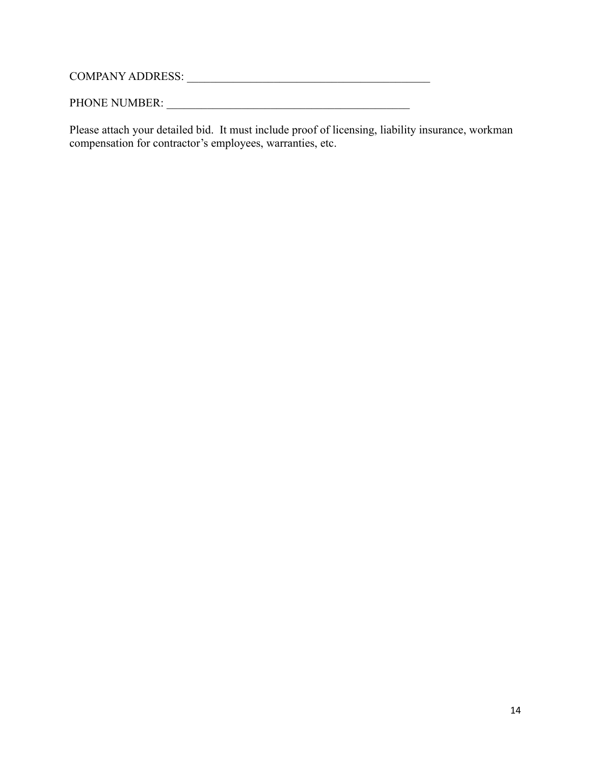COMPANY ADDRESS: ____________________________________________

PHONE NUMBER: ____________________________________________

Please attach your detailed bid. It must include proof of licensing, liability insurance, workman compensation for contractor's employees, warranties, etc.